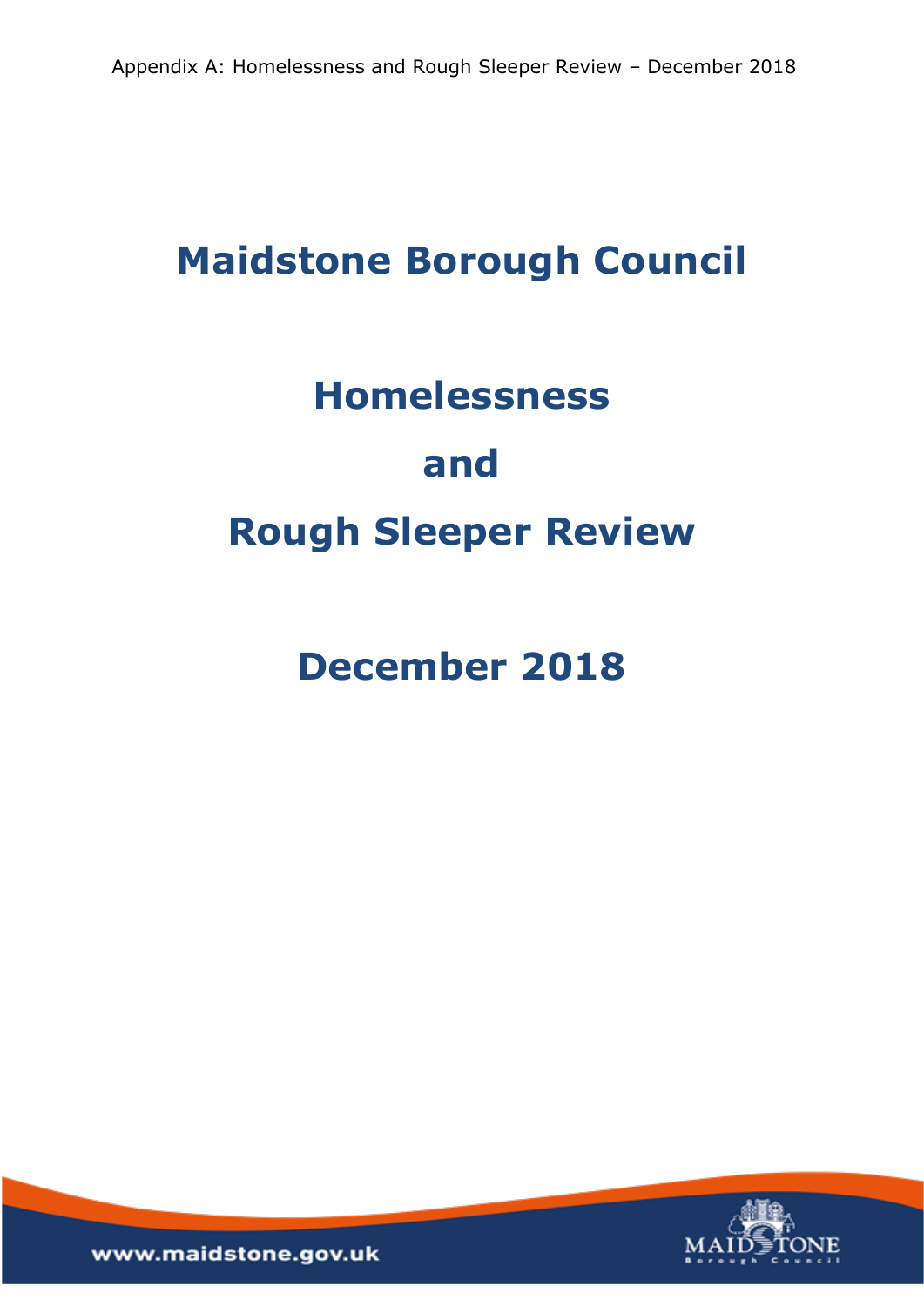# Maidstone Borough Council

# Homelessness

# and

# Rough Sleeper Review

# December 2018

www.maidstone.gov.uk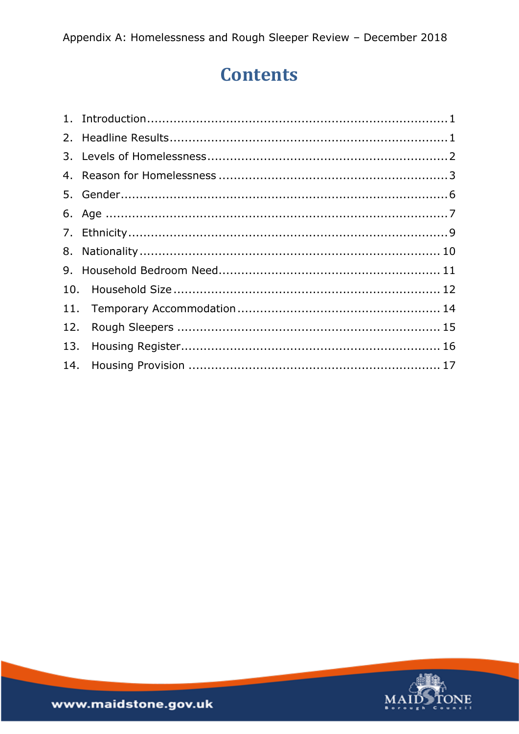# Contents

1. Introduction....................................................................................1
2. Headline Results..............................................................................1
3. Levels of Homelessness....................................................................2
4. Reason for Homelessness ................................................................3
5. Gender............................................................................................6
6. Age ................................................................................................7
7. Ethnicity..........................................................................................9
8. Nationality.....................................................................................10
9. Household Bedroom Need..............................................................11
10. Household Size ...........................................................................12
11. Temporary Accommodation..........................................................14
12. Rough Sleepers ...........................................................................15
13. Housing Register..........................................................................16
14. Housing Provision ........................................................................17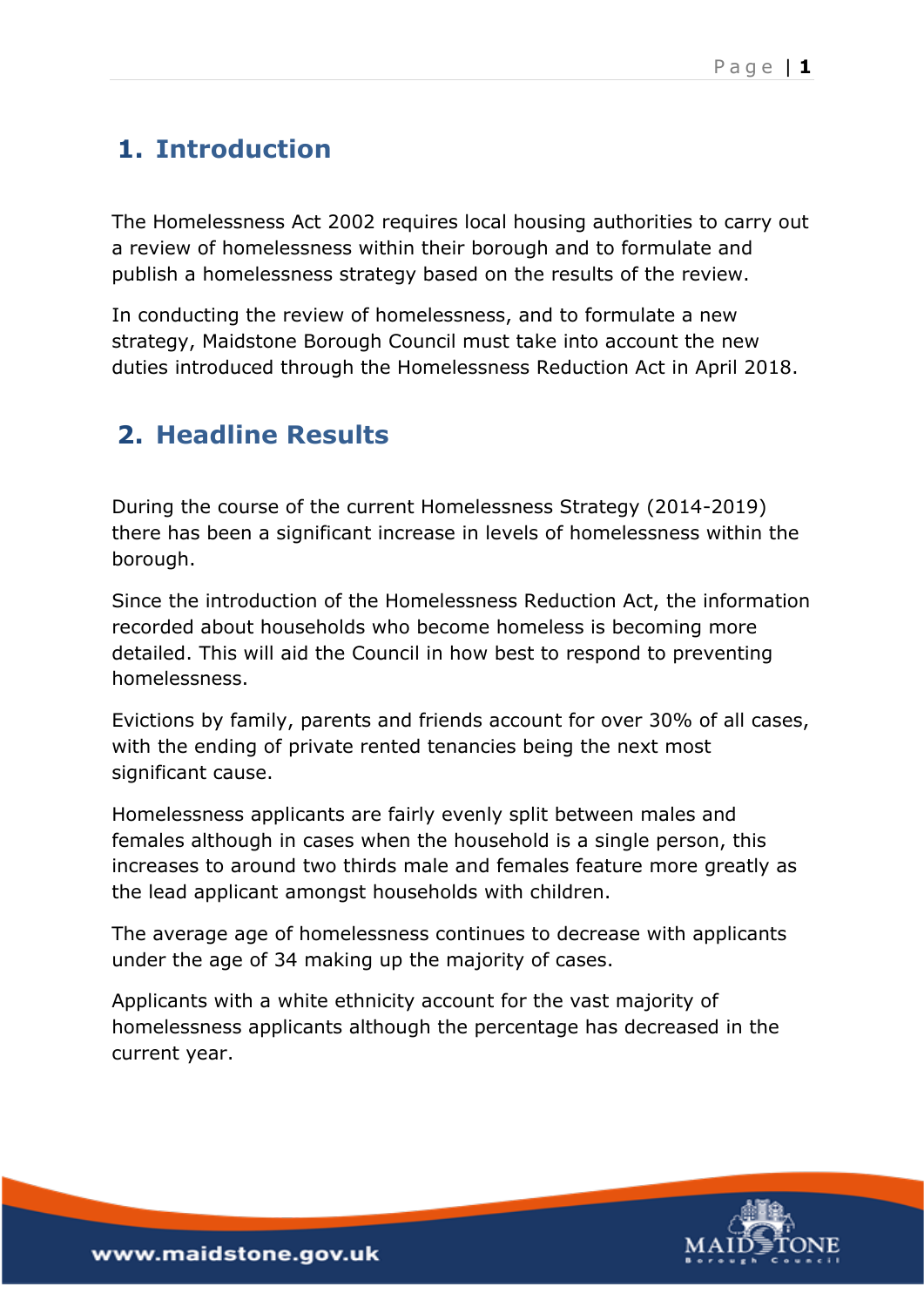## 1. Introduction

The Homelessness Act 2002 requires local housing authorities to carry out a review of homelessness within their borough and to formulate and publish a homelessness strategy based on the results of the review.

In conducting the review of homelessness, and to formulate a new strategy, Maidstone Borough Council must take into account the new duties introduced through the Homelessness Reduction Act in April 2018.

## 2. Headline Results

During the course of the current Homelessness Strategy (2014-2019) there has been a significant increase in levels of homelessness within the borough.

Since the introduction of the Homelessness Reduction Act, the information recorded about households who become homeless is becoming more detailed. This will aid the Council in how best to respond to preventing homelessness.

Evictions by family, parents and friends account for over 30% of all cases, with the ending of private rented tenancies being the next most significant cause.

Homelessness applicants are fairly evenly split between males and females although in cases when the household is a single person, this increases to around two thirds male and females feature more greatly as the lead applicant amongst households with children.

The average age of homelessness continues to decrease with applicants under the age of 34 making up the majority of cases.

Applicants with a white ethnicity account for the vast majority of homelessness applicants although the percentage has decreased in the current year.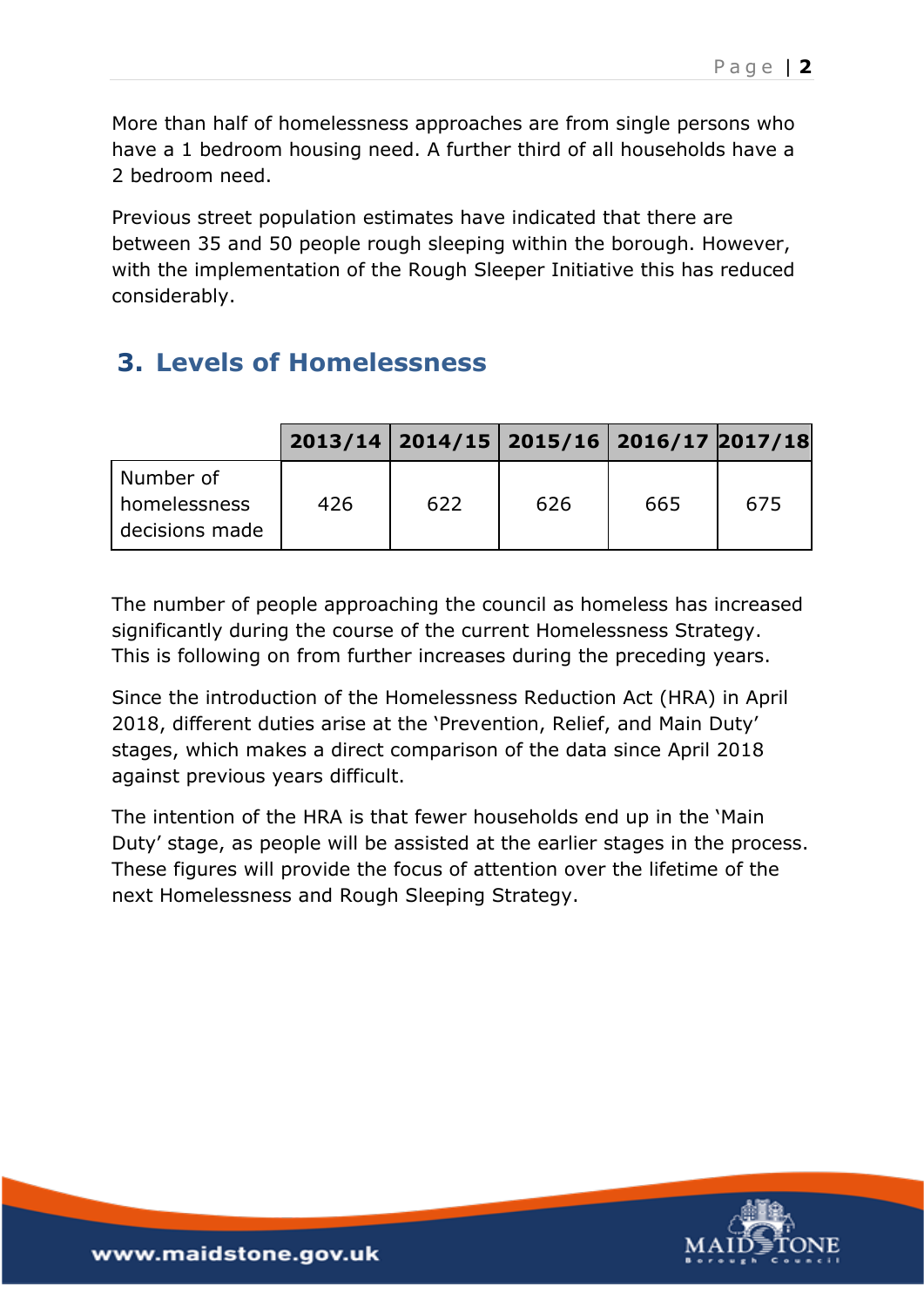More than half of homelessness approaches are from single persons who have a 1 bedroom housing need. A further third of all households have a 2 bedroom need.

Previous street population estimates have indicated that there are between 35 and 50 people rough sleeping within the borough. However, with the implementation of the Rough Sleeper Initiative this has reduced considerably.

## 3. Levels of Homelessness

| | 2013/14 | 2014/15 | 2015/16 | 2016/17 | 2017/18 |
|---|---|---|---|---|---|
| Number of homelessness decisions made | 426 | 622 | 626 | 665 | 675 |

The number of people approaching the council as homeless has increased significantly during the course of the current Homelessness Strategy. This is following on from further increases during the preceding years.

Since the introduction of the Homelessness Reduction Act (HRA) in April 2018, different duties arise at the 'Prevention, Relief, and Main Duty' stages, which makes a direct comparison of the data since April 2018 against previous years difficult.

The intention of the HRA is that fewer households end up in the 'Main Duty' stage, as people will be assisted at the earlier stages in the process. These figures will provide the focus of attention over the lifetime of the next Homelessness and Rough Sleeping Strategy.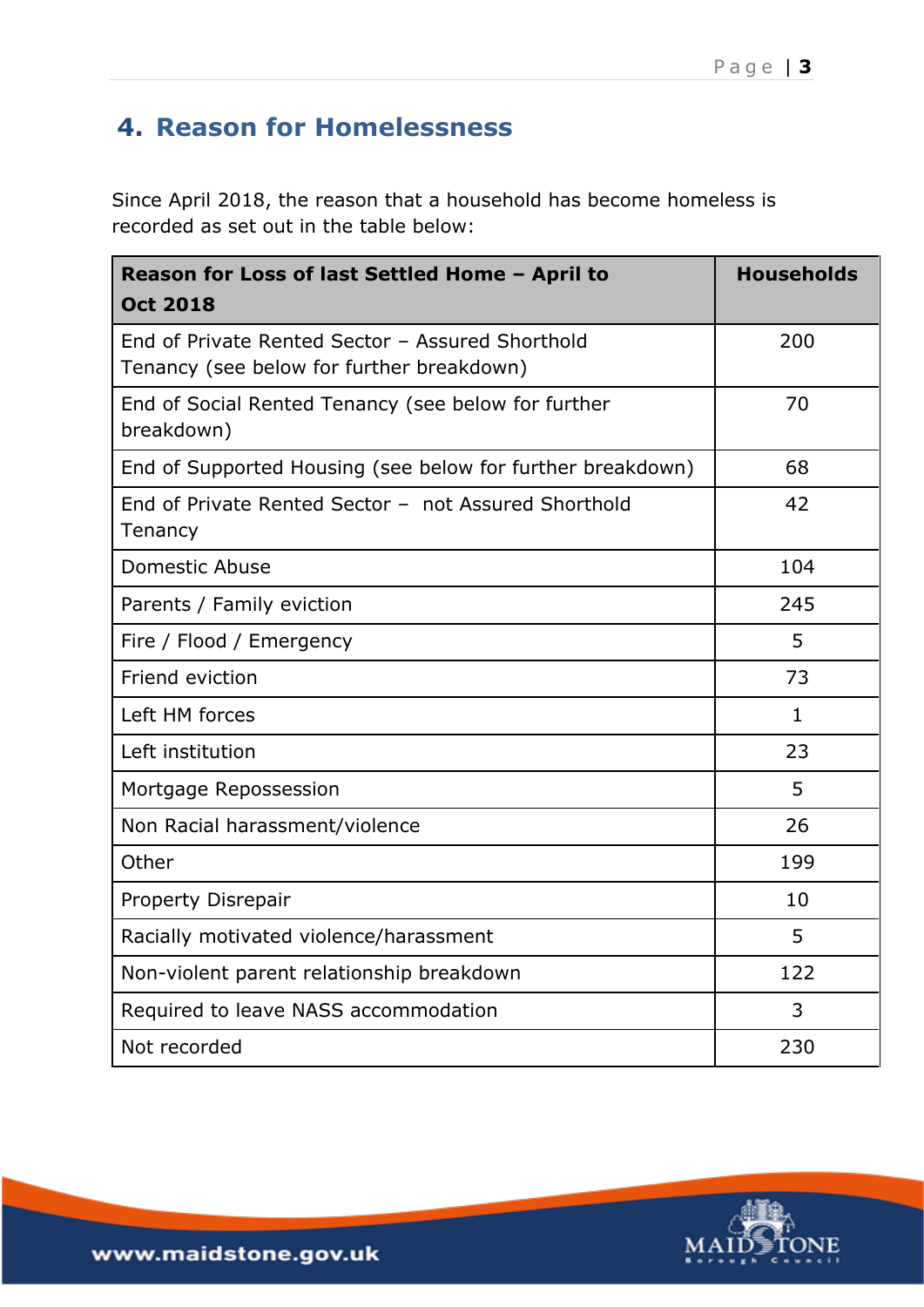## 4. Reason for Homelessness

Since April 2018, the reason that a household has become homeless is recorded as set out in the table below:

| Reason for Loss of last Settled Home – April to Oct 2018 | Households |
|---|---|
| End of Private Rented Sector – Assured Shorthold Tenancy (see below for further breakdown) | 200 |
| End of Social Rented Tenancy (see below for further breakdown) | 70 |
| End of Supported Housing (see below for further breakdown) | 68 |
| End of Private Rented Sector – not Assured Shorthold Tenancy | 42 |
| Domestic Abuse | 104 |
| Parents / Family eviction | 245 |
| Fire / Flood / Emergency | 5 |
| Friend eviction | 73 |
| Left HM forces | 1 |
| Left institution | 23 |
| Mortgage Repossession | 5 |
| Non Racial harassment/violence | 26 |
| Other | 199 |
| Property Disrepair | 10 |
| Racially motivated violence/harassment | 5 |
| Non-violent parent relationship breakdown | 122 |
| Required to leave NASS accommodation | 3 |
| Not recorded | 230 |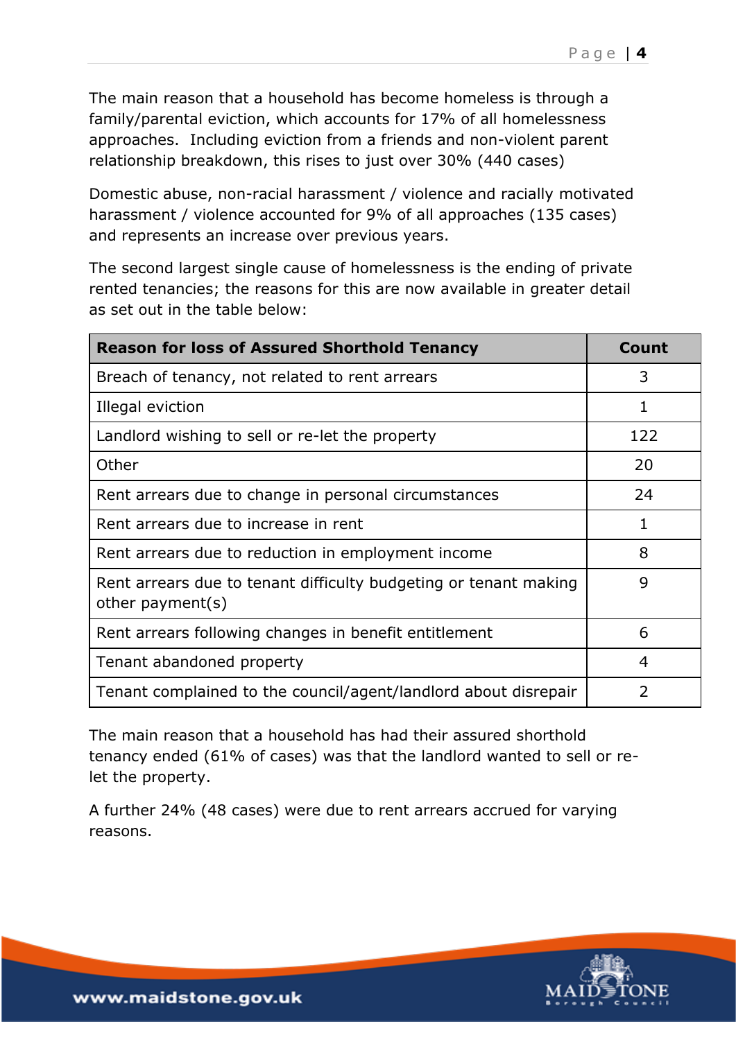The main reason that a household has become homeless is through a family/parental eviction, which accounts for 17% of all homelessness approaches. Including eviction from a friends and non-violent parent relationship breakdown, this rises to just over 30% (440 cases)

Domestic abuse, non-racial harassment / violence and racially motivated harassment / violence accounted for 9% of all approaches (135 cases) and represents an increase over previous years.

The second largest single cause of homelessness is the ending of private rented tenancies; the reasons for this are now available in greater detail as set out in the table below:

| Reason for loss of Assured Shorthold Tenancy | Count |
|---|---|
| Breach of tenancy, not related to rent arrears | 3 |
| Illegal eviction | 1 |
| Landlord wishing to sell or re-let the property | 122 |
| Other | 20 |
| Rent arrears due to change in personal circumstances | 24 |
| Rent arrears due to increase in rent | 1 |
| Rent arrears due to reduction in employment income | 8 |
| Rent arrears due to tenant difficulty budgeting or tenant making other payment(s) | 9 |
| Rent arrears following changes in benefit entitlement | 6 |
| Tenant abandoned property | 4 |
| Tenant complained to the council/agent/landlord about disrepair | 2 |

The main reason that a household has had their assured shorthold tenancy ended (61% of cases) was that the landlord wanted to sell or re-let the property.

A further 24% (48 cases) were due to rent arrears accrued for varying reasons.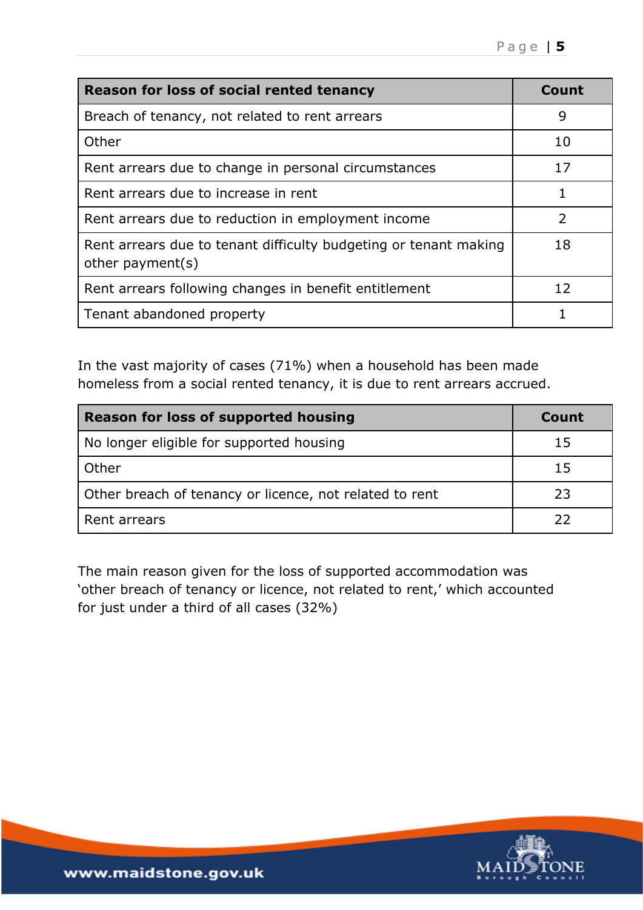| Reason for loss of social rented tenancy | Count |
|---|---|
| Breach of tenancy, not related to rent arrears | 9 |
| Other | 10 |
| Rent arrears due to change in personal circumstances | 17 |
| Rent arrears due to increase in rent | 1 |
| Rent arrears due to reduction in employment income | 2 |
| Rent arrears due to tenant difficulty budgeting or tenant making other payment(s) | 18 |
| Rent arrears following changes in benefit entitlement | 12 |
| Tenant abandoned property | 1 |

In the vast majority of cases (71%) when a household has been made homeless from a social rented tenancy, it is due to rent arrears accrued.

| Reason for loss of supported housing | Count |
|---|---|
| No longer eligible for supported housing | 15 |
| Other | 15 |
| Other breach of tenancy or licence, not related to rent | 23 |
| Rent arrears | 22 |

The main reason given for the loss of supported accommodation was 'other breach of tenancy or licence, not related to rent,' which accounted for just under a third of all cases (32%)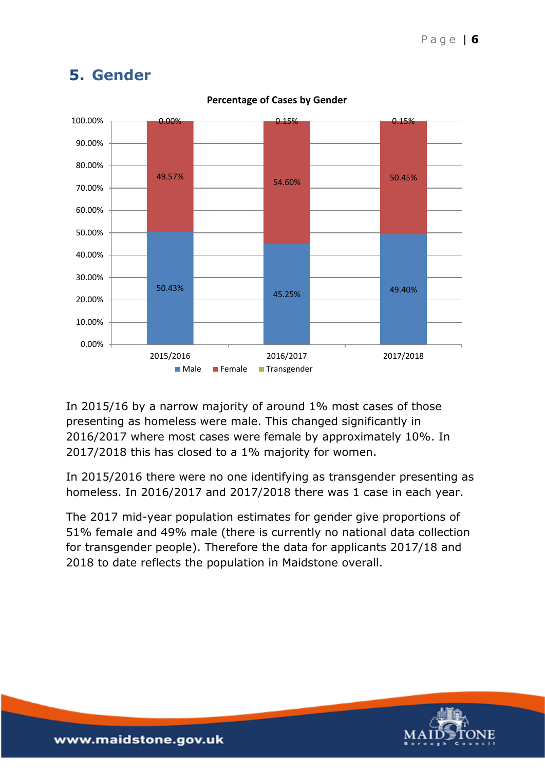## 5. Gender

**Percentage of Cases by Gender**

| | Male | Female | Transgender |
|---|---|---|---|
| 2015/2016 | 50.43% | 49.57% | 0.00% |
| 2016/2017 | 45.25% | 54.60% | 0.15% |
| 2017/2018 | 49.40% | 50.45% | 0.15% |

In 2015/16 by a narrow majority of around 1% most cases of those presenting as homeless were male. This changed significantly in 2016/2017 where most cases were female by approximately 10%. In 2017/2018 this has closed to a 1% majority for women.

In 2015/2016 there were no one identifying as transgender presenting as homeless. In 2016/2017 and 2017/2018 there was 1 case in each year.

The 2017 mid-year population estimates for gender give proportions of 51% female and 49% male (there is currently no national data collection for transgender people). Therefore the data for applicants 2017/18 and 2018 to date reflects the population in Maidstone overall.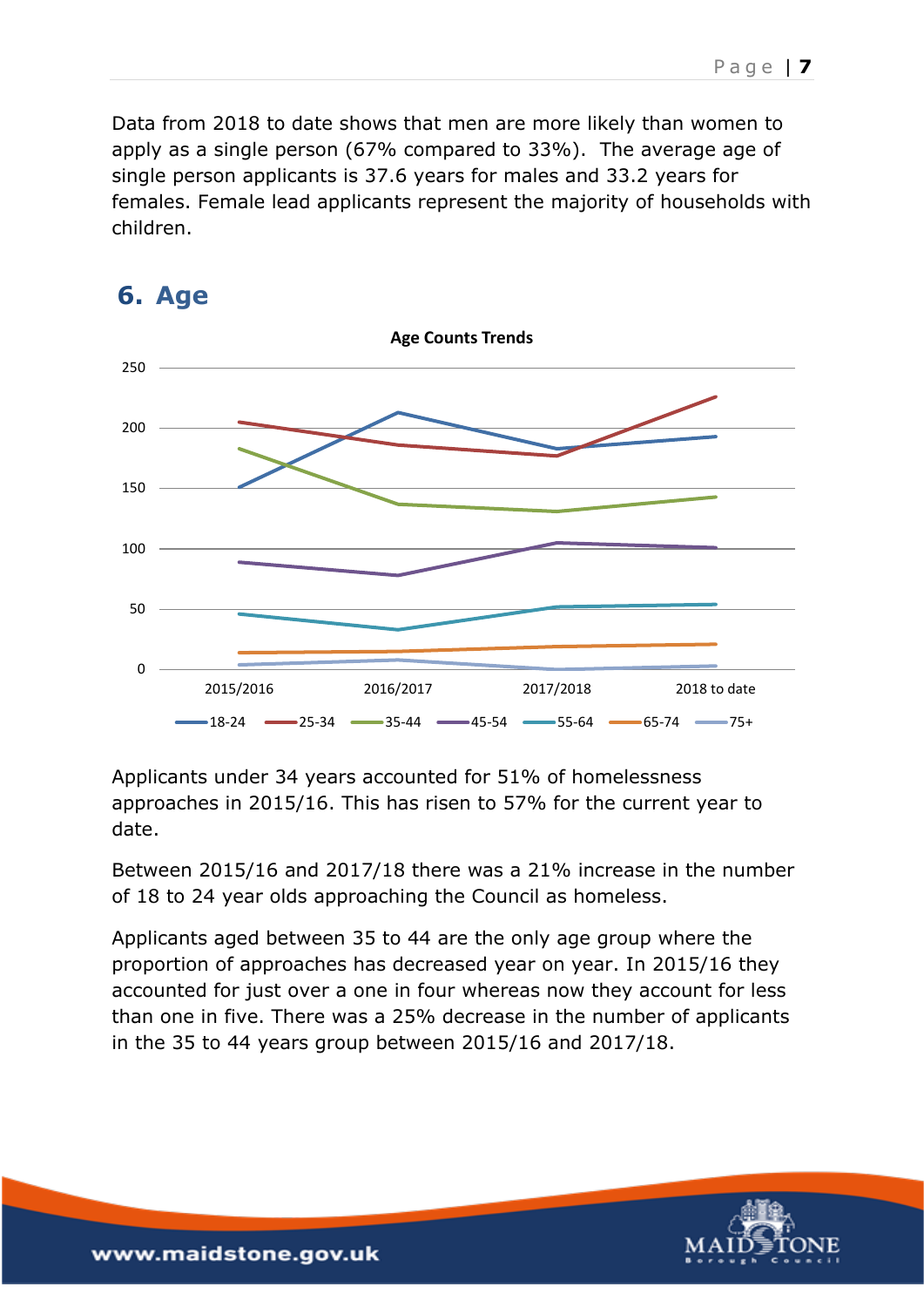Data from 2018 to date shows that men are more likely than women to apply as a single person (67% compared to 33%). The average age of single person applicants is 37.6 years for males and 33.2 years for females. Female lead applicants represent the majority of households with children.

## 6. Age

Age Counts Trends

Applicants under 34 years accounted for 51% of homelessness approaches in 2015/16. This has risen to 57% for the current year to date.

Between 2015/16 and 2017/18 there was a 21% increase in the number of 18 to 24 year olds approaching the Council as homeless.

Applicants aged between 35 to 44 are the only age group where the proportion of approaches has decreased year on year. In 2015/16 they accounted for just over a one in four whereas now they account for less than one in five. There was a 25% decrease in the number of applicants in the 35 to 44 years group between 2015/16 and 2017/18.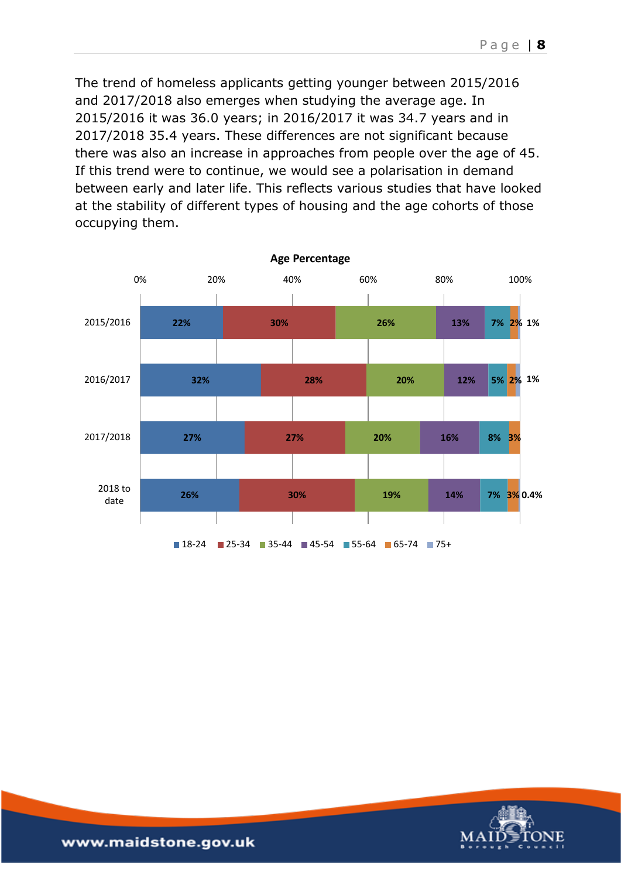The trend of homeless applicants getting younger between 2015/2016 and 2017/2018 also emerges when studying the average age. In 2015/2016 it was 36.0 years; in 2016/2017 it was 34.7 years and in 2017/2018 35.4 years. These differences are not significant because there was also an increase in approaches from people over the age of 45. If this trend were to continue, we would see a polarisation in demand between early and later life. This reflects various studies that have looked at the stability of different types of housing and the age cohorts of those occupying them.

**Age Percentage**

| | 18-24 | 25-34 | 35-44 | 45-54 | 55-64 | 65-74 | 75+ |
|---|---|---|---|---|---|---|---|
| 2015/2016 | 22% | 30% | 26% | 13% | 7% | 2% | 1% |
| 2016/2017 | 32% | 28% | 20% | 12% | 5% | 2% | 1% |
| 2017/2018 | 27% | 27% | 20% | 16% | 8% | 3% | |
| 2018 to date | 26% | 30% | 19% | 14% | 7% | 3% | 0.4% |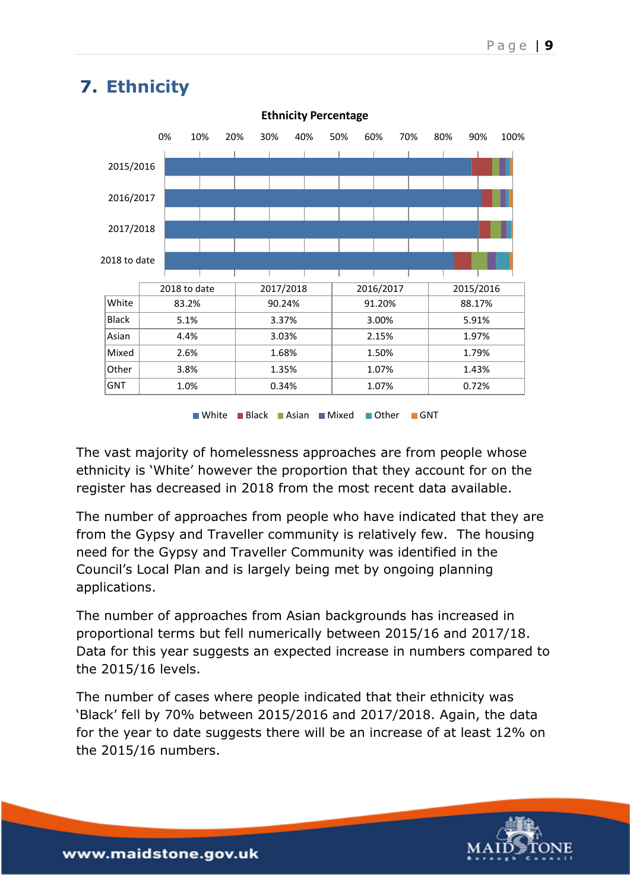## 7. Ethnicity

**Ethnicity Percentage**

| | 2018 to date | 2017/2018 | 2016/2017 | 2015/2016 |
|---|---|---|---|---|
| White | 83.2% | 90.24% | 91.20% | 88.17% |
| Black | 5.1% | 3.37% | 3.00% | 5.91% |
| Asian | 4.4% | 3.03% | 2.15% | 1.97% |
| Mixed | 2.6% | 1.68% | 1.50% | 1.79% |
| Other | 3.8% | 1.35% | 1.07% | 1.43% |
| GNT | 1.0% | 0.34% | 1.07% | 0.72% |

The vast majority of homelessness approaches are from people whose ethnicity is 'White' however the proportion that they account for on the register has decreased in 2018 from the most recent data available.

The number of approaches from people who have indicated that they are from the Gypsy and Traveller community is relatively few. The housing need for the Gypsy and Traveller Community was identified in the Council's Local Plan and is largely being met by ongoing planning applications.

The number of approaches from Asian backgrounds has increased in proportional terms but fell numerically between 2015/16 and 2017/18. Data for this year suggests an expected increase in numbers compared to the 2015/16 levels.

The number of cases where people indicated that their ethnicity was 'Black' fell by 70% between 2015/2016 and 2017/2018. Again, the data for the year to date suggests there will be an increase of at least 12% on the 2015/16 numbers.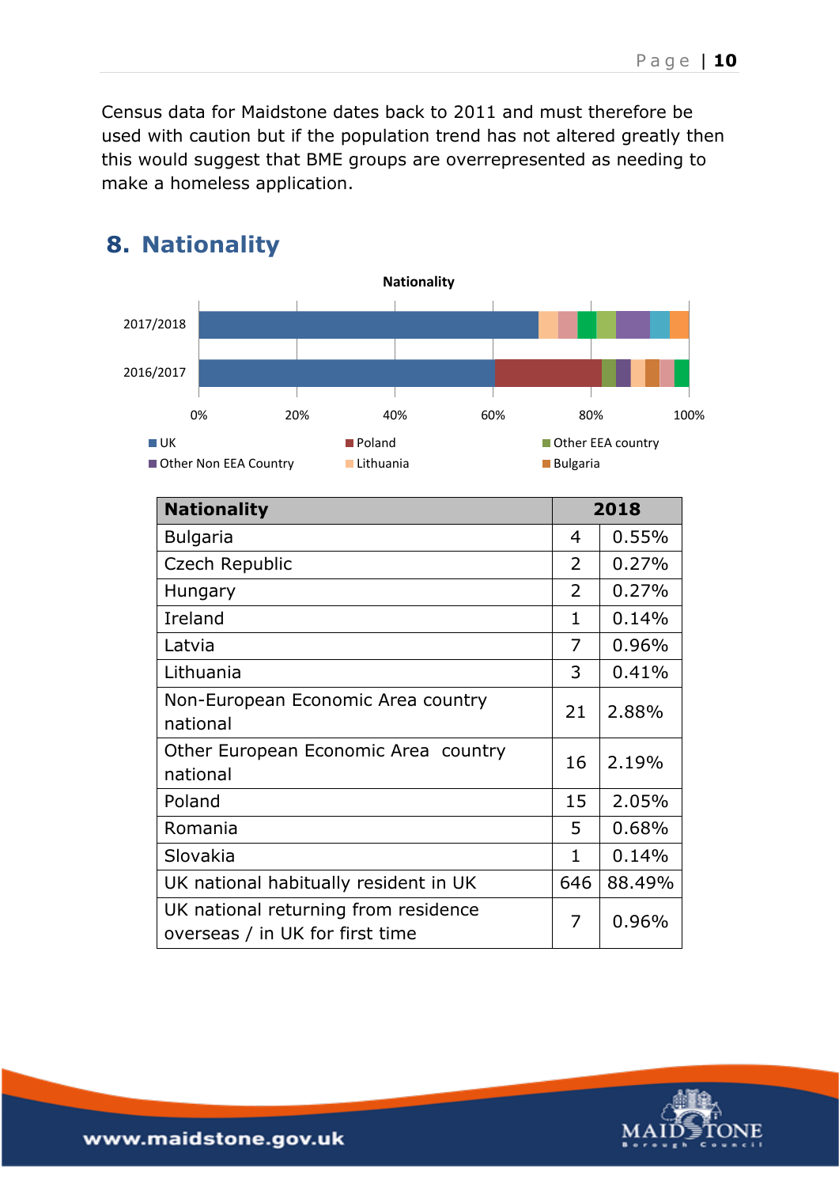Census data for Maidstone dates back to 2011 and must therefore be used with caution but if the population trend has not altered greatly then this would suggest that BME groups are overrepresented as needing to make a homeless application.

## 8. Nationality

| Nationality | 2018 | |
|---|---|---|
| Bulgaria | 4 | 0.55% |
| Czech Republic | 2 | 0.27% |
| Hungary | 2 | 0.27% |
| Ireland | 1 | 0.14% |
| Latvia | 7 | 0.96% |
| Lithuania | 3 | 0.41% |
| Non-European Economic Area country national | 21 | 2.88% |
| Other European Economic Area country national | 16 | 2.19% |
| Poland | 15 | 2.05% |
| Romania | 5 | 0.68% |
| Slovakia | 1 | 0.14% |
| UK national habitually resident in UK | 646 | 88.49% |
| UK national returning from residence overseas / in UK for first time | 7 | 0.96% |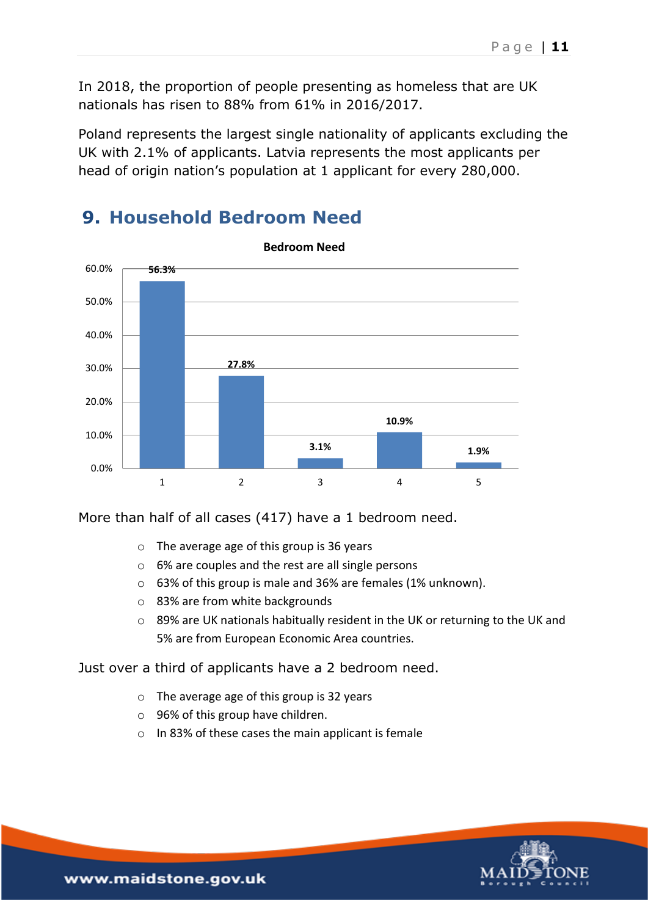In 2018, the proportion of people presenting as homeless that are UK nationals has risen to 88% from 61% in 2016/2017.

Poland represents the largest single nationality of applicants excluding the UK with 2.1% of applicants. Latvia represents the most applicants per head of origin nation's population at 1 applicant for every 280,000.

## 9. Household Bedroom Need

**Bedroom Need**

| Bedrooms | Percentage |
|---|---|
| 1 | 56.3% |
| 2 | 27.8% |
| 3 | 3.1% |
| 4 | 10.9% |
| 5 | 1.9% |

More than half of all cases (417) have a 1 bedroom need.

- The average age of this group is 36 years
- 6% are couples and the rest are all single persons
- 63% of this group is male and 36% are females (1% unknown).
- 83% are from white backgrounds
- 89% are UK nationals habitually resident in the UK or returning to the UK and 5% are from European Economic Area countries.

Just over a third of applicants have a 2 bedroom need.

- The average age of this group is 32 years
- 96% of this group have children.
- In 83% of these cases the main applicant is female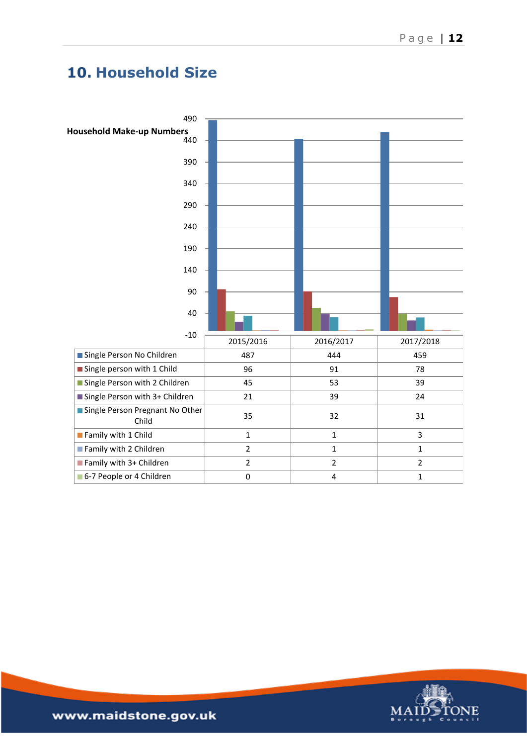## 10. Household Size

**Household Make-up Numbers**

| | 2015/2016 | 2016/2017 | 2017/2018 |
|---|---|---|---|
| Single Person No Children | 487 | 444 | 459 |
| Single person with 1 Child | 96 | 91 | 78 |
| Single Person with 2 Children | 45 | 53 | 39 |
| Single Person with 3+ Children | 21 | 39 | 24 |
| Single Person Pregnant No Other Child | 35 | 32 | 31 |
| Family with 1 Child | 1 | 1 | 3 |
| Family with 2 Children | 2 | 1 | 1 |
| Family with 3+ Children | 2 | 2 | 2 |
| 6-7 People or 4 Children | 0 | 4 | 1 |

www.maidstone.gov.uk

MAIDSTONE Borough Council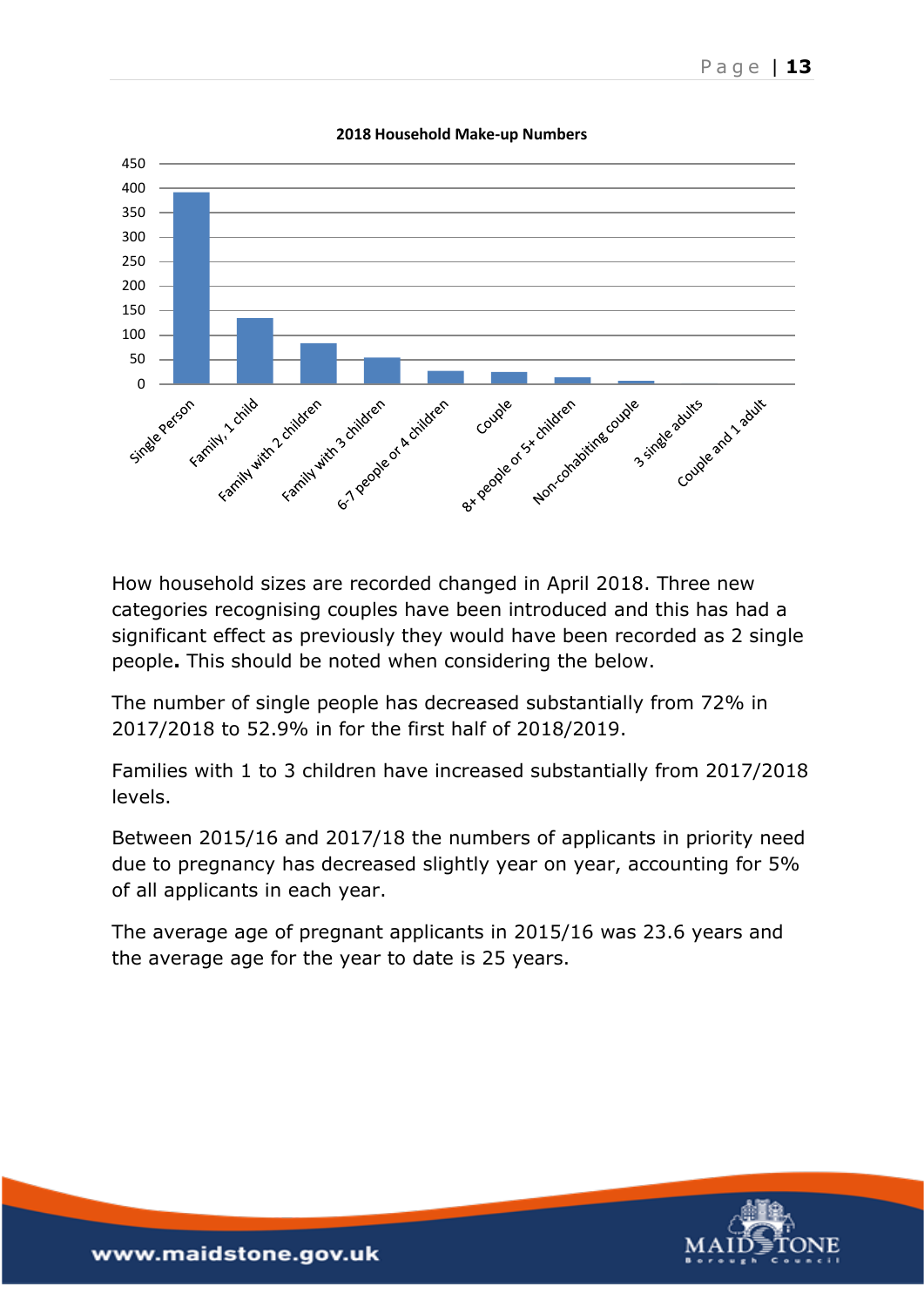**2018 Household Make-up Numbers**

How household sizes are recorded changed in April 2018. Three new categories recognising couples have been introduced and this has had a significant effect as previously they would have been recorded as 2 single people**.** This should be noted when considering the below.

The number of single people has decreased substantially from 72% in 2017/2018 to 52.9% in for the first half of 2018/2019.

Families with 1 to 3 children have increased substantially from 2017/2018 levels.

Between 2015/16 and 2017/18 the numbers of applicants in priority need due to pregnancy has decreased slightly year on year, accounting for 5% of all applicants in each year.

The average age of pregnant applicants in 2015/16 was 23.6 years and the average age for the year to date is 25 years.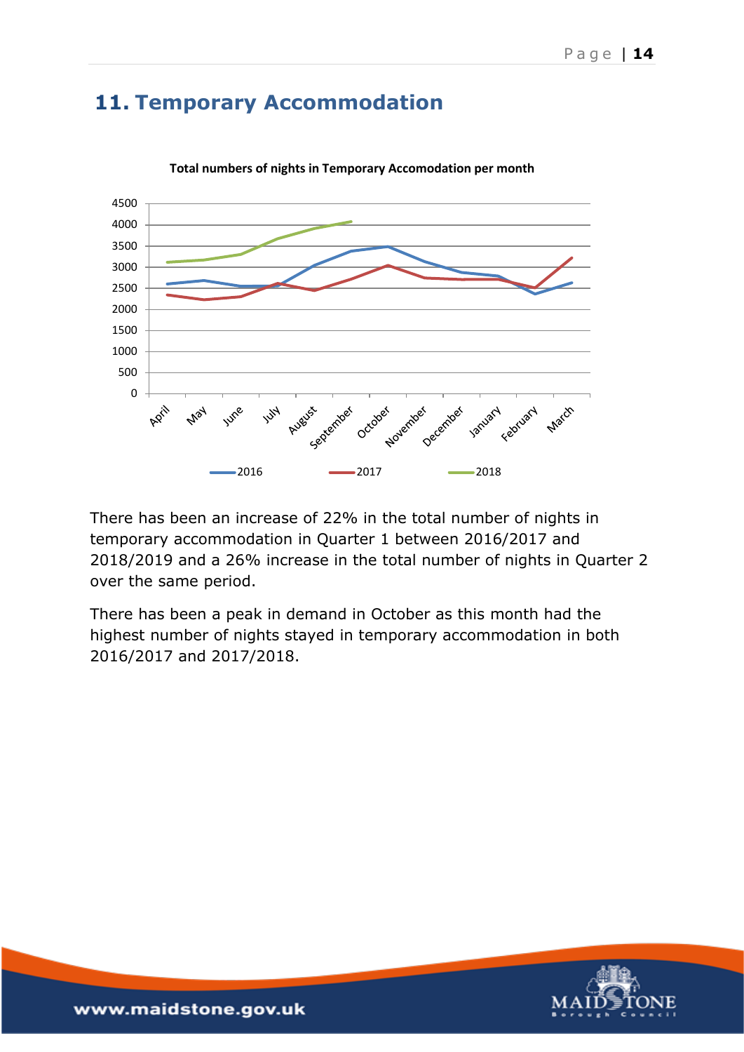## 11. Temporary Accommodation

Total numbers of nights in Temporary Accomodation per month

There has been an increase of 22% in the total number of nights in temporary accommodation in Quarter 1 between 2016/2017 and 2018/2019 and a 26% increase in the total number of nights in Quarter 2 over the same period.

There has been a peak in demand in October as this month had the highest number of nights stayed in temporary accommodation in both 2016/2017 and 2017/2018.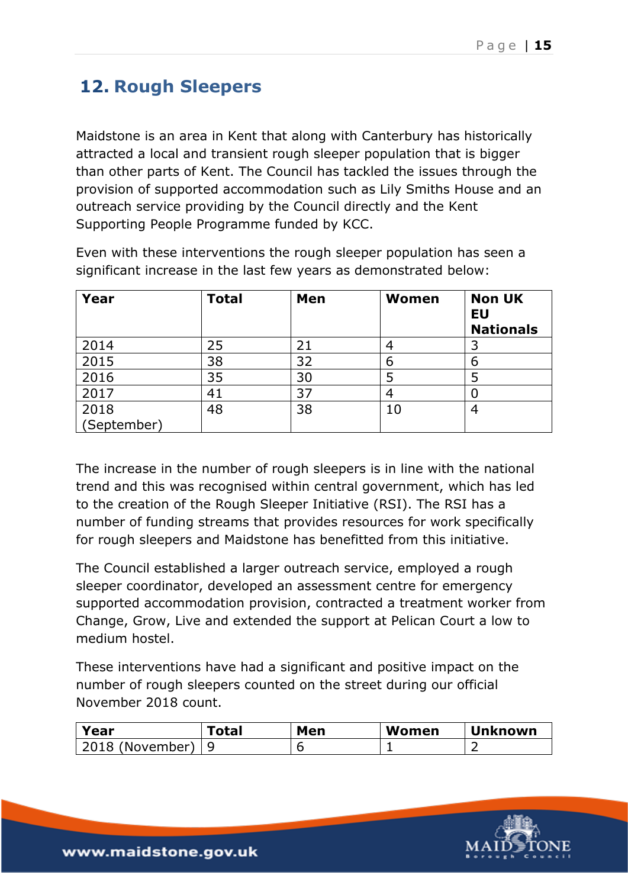## 12. Rough Sleepers

Maidstone is an area in Kent that along with Canterbury has historically attracted a local and transient rough sleeper population that is bigger than other parts of Kent. The Council has tackled the issues through the provision of supported accommodation such as Lily Smiths House and an outreach service providing by the Council directly and the Kent Supporting People Programme funded by KCC.

Even with these interventions the rough sleeper population has seen a significant increase in the last few years as demonstrated below:

| Year | Total | Men | Women | Non UK EU Nationals |
|---|---|---|---|---|
| 2014 | 25 | 21 | 4 | 3 |
| 2015 | 38 | 32 | 6 | 6 |
| 2016 | 35 | 30 | 5 | 5 |
| 2017 | 41 | 37 | 4 | 0 |
| 2018 (September) | 48 | 38 | 10 | 4 |

The increase in the number of rough sleepers is in line with the national trend and this was recognised within central government, which has led to the creation of the Rough Sleeper Initiative (RSI). The RSI has a number of funding streams that provides resources for work specifically for rough sleepers and Maidstone has benefitted from this initiative.

The Council established a larger outreach service, employed a rough sleeper coordinator, developed an assessment centre for emergency supported accommodation provision, contracted a treatment worker from Change, Grow, Live and extended the support at Pelican Court a low to medium hostel.

These interventions have had a significant and positive impact on the number of rough sleepers counted on the street during our official November 2018 count.

| Year | Total | Men | Women | Unknown |
|---|---|---|---|---|
| 2018 (November) | 9 | 6 | 1 | 2 |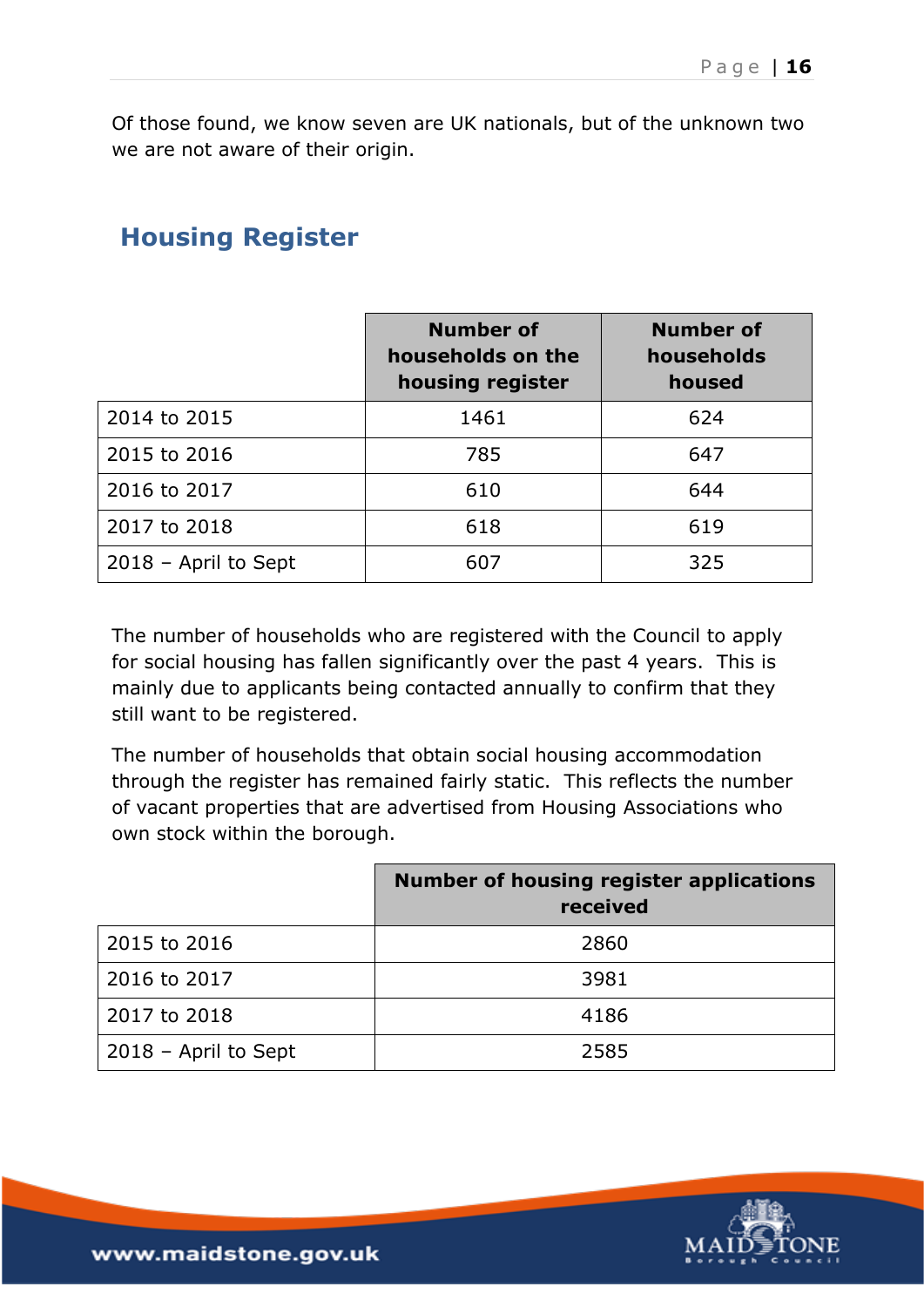Of those found, we know seven are UK nationals, but of the unknown two we are not aware of their origin.

## Housing Register

| | Number of households on the housing register | Number of households housed |
|---|---|---|
| 2014 to 2015 | 1461 | 624 |
| 2015 to 2016 | 785 | 647 |
| 2016 to 2017 | 610 | 644 |
| 2017 to 2018 | 618 | 619 |
| 2018 – April to Sept | 607 | 325 |

The number of households who are registered with the Council to apply for social housing has fallen significantly over the past 4 years. This is mainly due to applicants being contacted annually to confirm that they still want to be registered.

The number of households that obtain social housing accommodation through the register has remained fairly static. This reflects the number of vacant properties that are advertised from Housing Associations who own stock within the borough.

| | Number of housing register applications received |
|---|---|
| 2015 to 2016 | 2860 |
| 2016 to 2017 | 3981 |
| 2017 to 2018 | 4186 |
| 2018 – April to Sept | 2585 |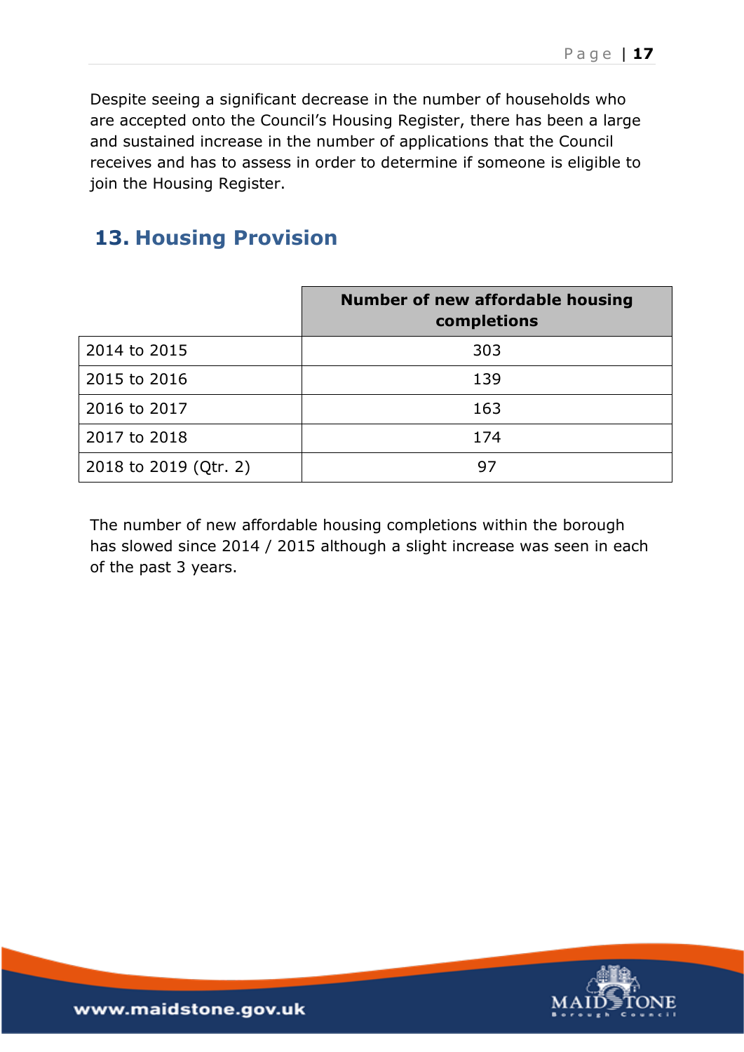Despite seeing a significant decrease in the number of households who are accepted onto the Council's Housing Register, there has been a large and sustained increase in the number of applications that the Council receives and has to assess in order to determine if someone is eligible to join the Housing Register.

## 13. Housing Provision

| | Number of new affordable housing completions |
|---|---|
| 2014 to 2015 | 303 |
| 2015 to 2016 | 139 |
| 2016 to 2017 | 163 |
| 2017 to 2018 | 174 |
| 2018 to 2019 (Qtr. 2) | 97 |

The number of new affordable housing completions within the borough has slowed since 2014 / 2015 although a slight increase was seen in each of the past 3 years.